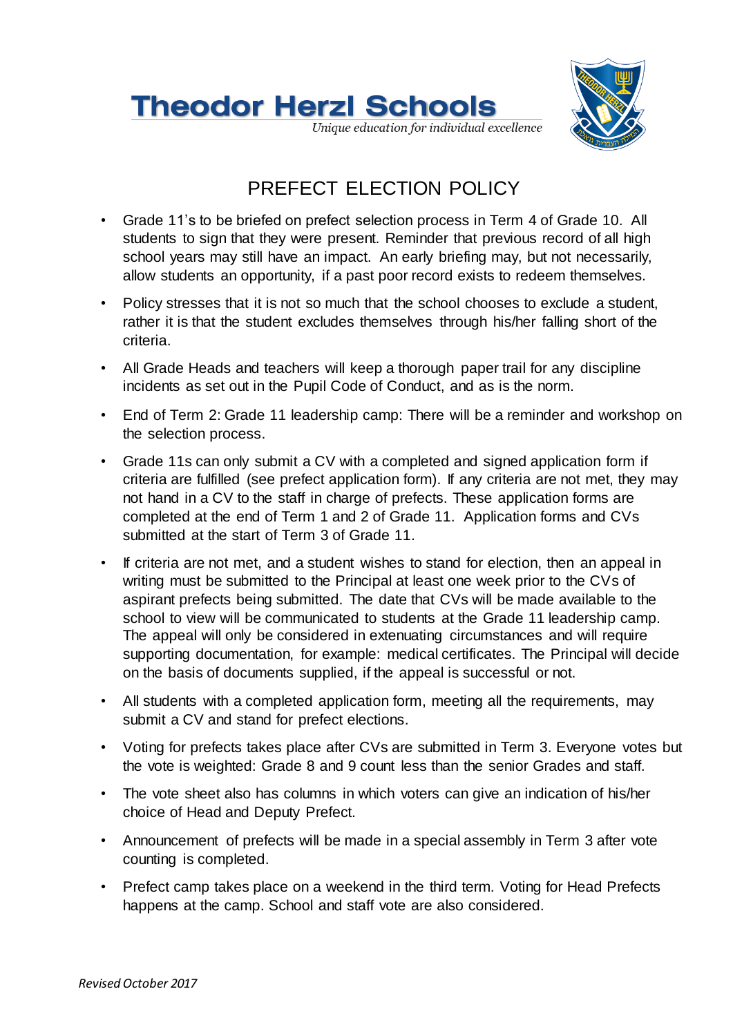# Theodor Herzl Schools

*Unique education for individual excellence*

## PREFECT ELECTION POLICY

- Grade 11's to be briefed on prefect selection process in Term 4 of Grade 10. All students to sign that they were present. Reminder that previous record of all high school years may still have an impact. An early briefing may, but not necessarily, allow students an opportunity, if a past poor record exists to redeem themselves.
- Policy stresses that it is not so much that the school chooses to exclude a student, rather it is that the student excludes themselves through his/her falling short of the criteria.
- All Grade Heads and teachers will keep a thorough paper trail for any discipline incidents as set out in the Pupil Code of Conduct, and as is the norm.
- End of Term 2: Grade 11 leadership camp: There will be a reminder and workshop on the selection process.
- Grade 11s can only submit a CV with a completed and signed application form if criteria are fulfilled (see prefect application form). If any criteria are not met, they may not hand in a CV to the staff in charge of prefects. These application forms are completed at the end of Term 1 and 2 of Grade 11. Application forms and CVs submitted at the start of Term 3 of Grade 11.
- If criteria are not met, and a student wishes to stand for election, then an appeal in writing must be submitted to the Principal at least one week prior to the CVs of aspirant prefects being submitted. The date that CVs will be made available to the school to view will be communicated to students at the Grade 11 leadership camp. The appeal will only be considered in extenuating circumstances and will require supporting documentation, for example: medical certificates. The Principal will decide on the basis of documents supplied, if the appeal is successful or not.
- All students with a completed application form, meeting all the requirements, may submit a CV and stand for prefect elections.
- Voting for prefects takes place after CVs are submitted in Term 3. Everyone votes but the vote is weighted: Grade 8 and 9 count less than the senior Grades and staff.
- The vote sheet also has columns in which voters can give an indication of his/her choice of Head and Deputy Prefect.
- Announcement of prefects will be made in a special assembly in Term 3 after vote counting is completed.
- Prefect camp takes place on a weekend in the third term. Voting for Head Prefects happens at the camp. School and staff vote are also considered.

*Revised October 2017*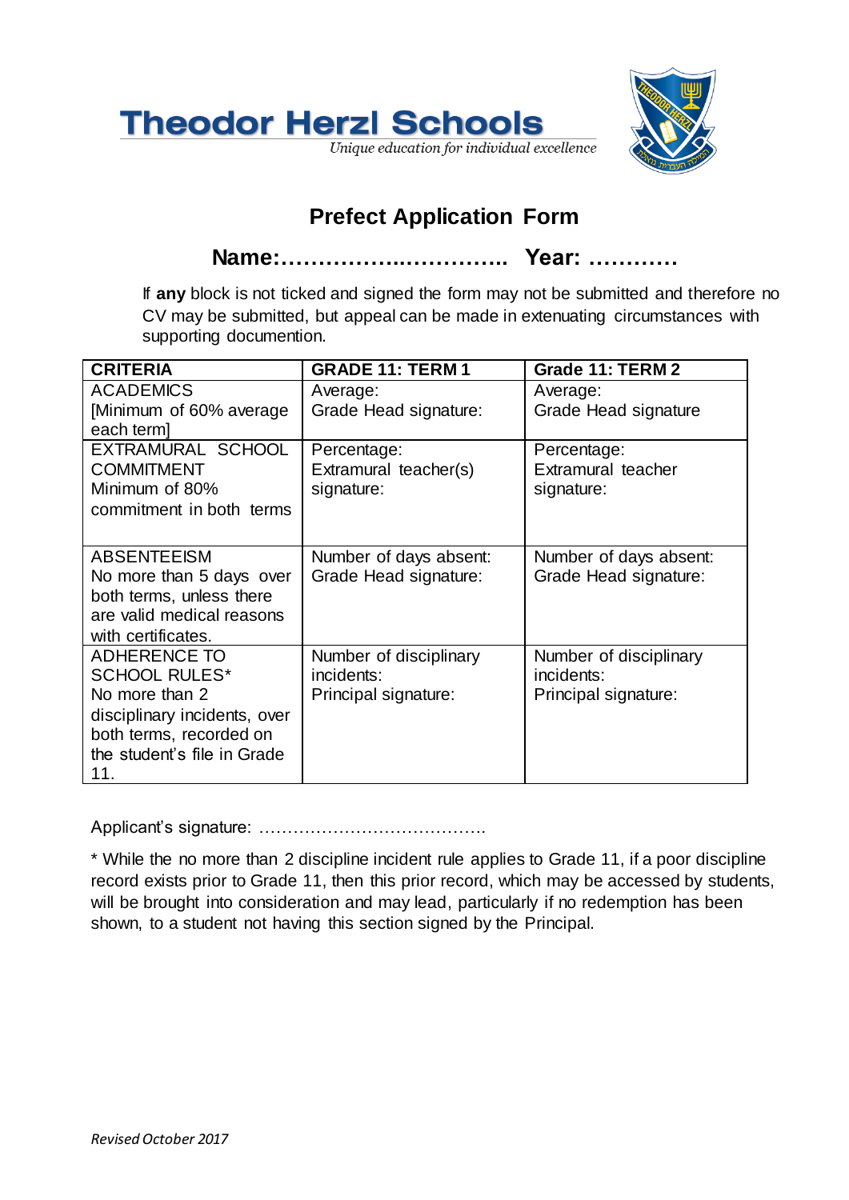# Theodor Herzl Schools

*Unique education for individual excellence*

## Prefect Application Form

**Name:………………..………….. Year: …………**

If **any** block is not ticked and signed the form may not be submitted and therefore no CV may be submitted, but appeal can be made in extenuating circumstances with supporting documention.

| CRITERIA | GRADE 11: TERM 1 | Grade 11: TERM 2 |
|---|---|---|
| ACADEMICS [Minimum of 60% average each term] | Average: Grade Head signature: | Average: Grade Head signature |
| EXTRAMURAL SCHOOL COMMITMENT Minimum of 80% commitment in both terms | Percentage: Extramural teacher(s) signature: | Percentage: Extramural teacher signature: |
| ABSENTEEISM No more than 5 days over both terms, unless there are valid medical reasons with certificates. | Number of days absent: Grade Head signature: | Number of days absent: Grade Head signature: |
| ADHERENCE TO SCHOOL RULES* No more than 2 disciplinary incidents, over both terms, recorded on the student's file in Grade 11. | Number of disciplinary incidents: Principal signature: | Number of disciplinary incidents: Principal signature: |

Applicant's signature: ………………………………….

* While the no more than 2 discipline incident rule applies to Grade 11, if a poor discipline record exists prior to Grade 11, then this prior record, which may be accessed by students, will be brought into consideration and may lead, particularly if no redemption has been shown, to a student not having this section signed by the Principal.

*Revised October 2017*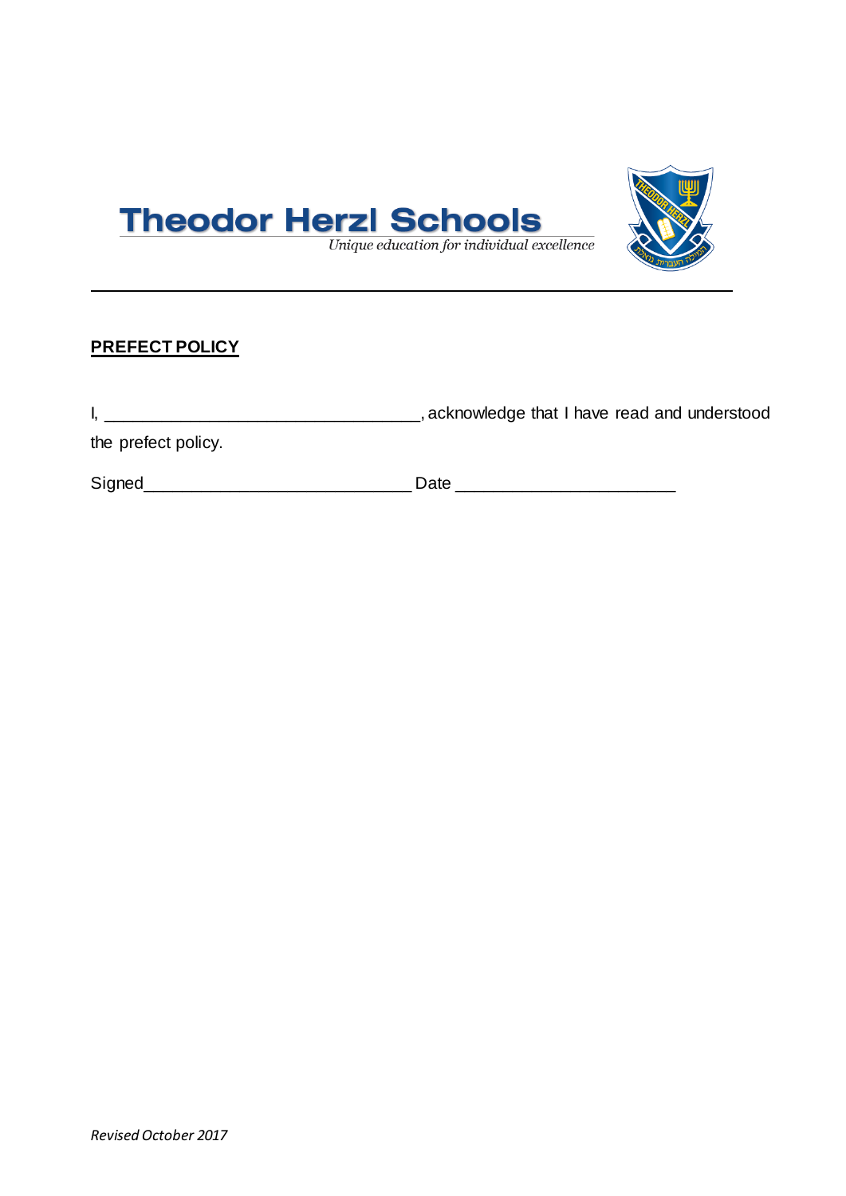**Theodor Herzl Schools**

*Unique education for individual excellence*

---

**PREFECT POLICY**

I, ________________________________, acknowledge that I have read and understood the prefect policy.

Signed____________________________ Date _______________________

*Revised October 2017*